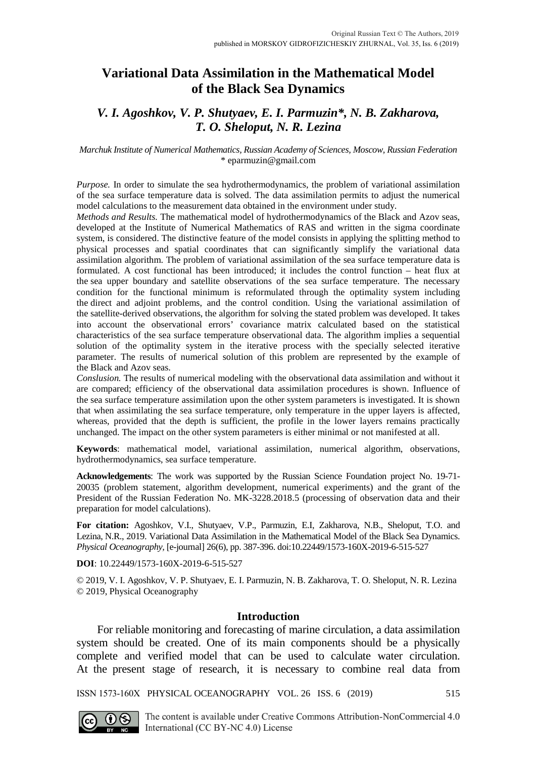Original Russian Text © The Authors, 2019
published in MORSKOY GIDROFIZICHESKIY ZHURNAL, Vol. 35, Iss. 6 (2019)

# Variational Data Assimilation in the Mathematical Model of the Black Sea Dynamics

## *V. I. Agoshkov, V. P. Shutyaev, E. I. Parmuzin\*, N. B. Zakharova, T. O. Sheloput, N. R. Lezina*

*Marchuk Institute of Numerical Mathematics, Russian Academy of Sciences, Moscow, Russian Federation*
\* eparmuzin@gmail.com

*Purpose.* In order to simulate the sea hydrothermodynamics, the problem of variational assimilation of the sea surface temperature data is solved. The data assimilation permits to adjust the numerical model calculations to the measurement data obtained in the environment under study.

*Methods and Results.* The mathematical model of hydrothermodynamics of the Black and Azov seas, developed at the Institute of Numerical Mathematics of RAS and written in the sigma coordinate system, is considered. The distinctive feature of the model consists in applying the splitting method to physical processes and spatial coordinates that can significantly simplify the variational data assimilation algorithm. The problem of variational assimilation of the sea surface temperature data is formulated. A cost functional has been introduced; it includes the control function – heat flux at the sea upper boundary and satellite observations of the sea surface temperature. The necessary condition for the functional minimum is reformulated through the optimality system including the direct and adjoint problems, and the control condition. Using the variational assimilation of the satellite-derived observations, the algorithm for solving the stated problem was developed. It takes into account the observational errors' covariance matrix calculated based on the statistical characteristics of the sea surface temperature observational data. The algorithm implies a sequential solution of the optimality system in the iterative process with the specially selected iterative parameter. The results of numerical solution of this problem are represented by the example of the Black and Azov seas.

*Conslusion.* The results of numerical modeling with the observational data assimilation and without it are compared; efficiency of the observational data assimilation procedures is shown. Influence of the sea surface temperature assimilation upon the other system parameters is investigated. It is shown that when assimilating the sea surface temperature, only temperature in the upper layers is affected, whereas, provided that the depth is sufficient, the profile in the lower layers remains practically unchanged. The impact on the other system parameters is either minimal or not manifested at all.

**Keywords**: mathematical model, variational assimilation, numerical algorithm, observations, hydrothermodynamics, sea surface temperature.

**Acknowledgements**: The work was supported by the Russian Science Foundation project No. 19-71-20035 (problem statement, algorithm development, numerical experiments) and the grant of the President of the Russian Federation No. MK-3228.2018.5 (processing of observation data and their preparation for model calculations).

**For citation:** Agoshkov, V.I., Shutyaev, V.P., Parmuzin, E.I, Zakharova, N.B., Sheloput, T.O. and Lezina, N.R., 2019. Variational Data Assimilation in the Mathematical Model of the Black Sea Dynamics. *Physical Oceanography*, [e-journal] 26(6), pp. 387-396. doi:10.22449/1573-160X-2019-6-515-527

**DOI**: 10.22449/1573-160X-2019-6-515-527

© 2019, V. I. Agoshkov, V. P. Shutyaev, E. I. Parmuzin, N. B. Zakharova, T. O. Sheloput, N. R. Lezina
© 2019, Physical Oceanography

## Introduction

For reliable monitoring and forecasting of marine circulation, a data assimilation system should be created. One of its main components should be a physically complete and verified model that can be used to calculate water circulation. At the present stage of research, it is necessary to combine real data from

The content is available under Creative Commons Attribution-NonCommercial 4.0 International (CC BY-NC 4.0) License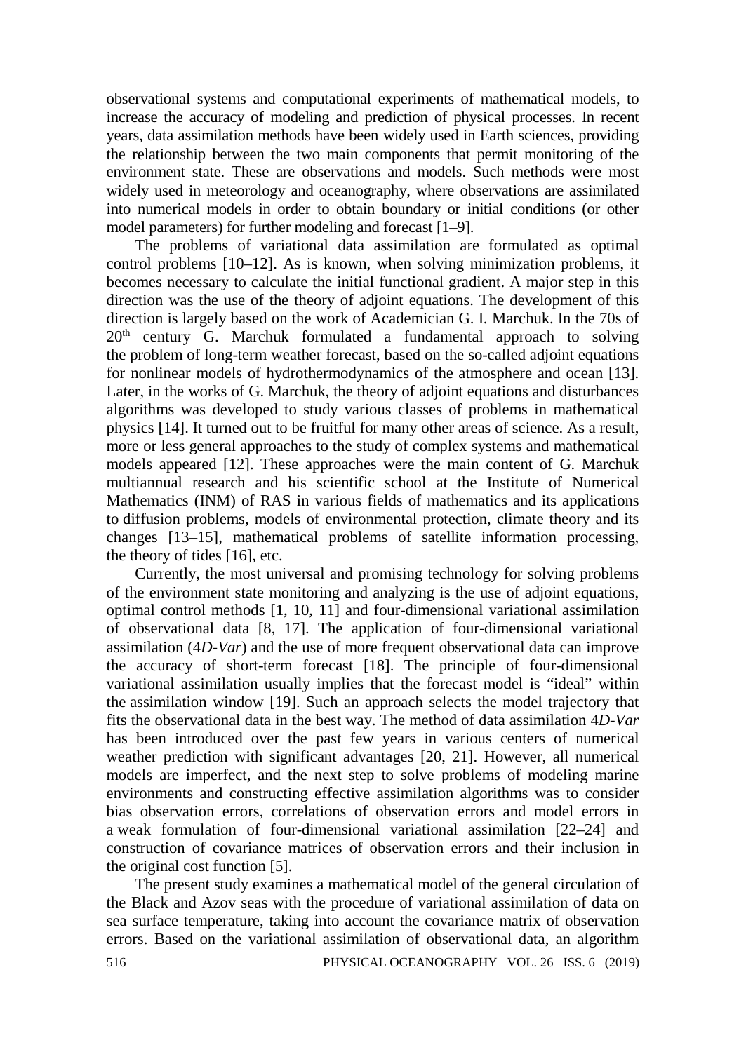observational systems and computational experiments of mathematical models, to increase the accuracy of modeling and prediction of physical processes. In recent years, data assimilation methods have been widely used in Earth sciences, providing the relationship between the two main components that permit monitoring of the environment state. These are observations and models. Such methods were most widely used in meteorology and oceanography, where observations are assimilated into numerical models in order to obtain boundary or initial conditions (or other model parameters) for further modeling and forecast [1–9].

The problems of variational data assimilation are formulated as optimal control problems [10–12]. As is known, when solving minimization problems, it becomes necessary to calculate the initial functional gradient. A major step in this direction was the use of the theory of adjoint equations. The development of this direction is largely based on the work of Academician G. I. Marchuk. In the 70s of $20^{th}$ century G. Marchuk formulated a fundamental approach to solving the problem of long-term weather forecast, based on the so-called adjoint equations for nonlinear models of hydrothermodynamics of the atmosphere and ocean [13]. Later, in the works of G. Marchuk, the theory of adjoint equations and disturbances algorithms was developed to study various classes of problems in mathematical physics [14]. It turned out to be fruitful for many other areas of science. As a result, more or less general approaches to the study of complex systems and mathematical models appeared [12]. These approaches were the main content of G. Marchuk multiannual research and his scientific school at the Institute of Numerical Mathematics (INM) of RAS in various fields of mathematics and its applications to diffusion problems, models of environmental protection, climate theory and its changes [13–15], mathematical problems of satellite information processing, the theory of tides [16], etc.

Currently, the most universal and promising technology for solving problems of the environment state monitoring and analyzing is the use of adjoint equations, optimal control methods [1, 10, 11] and four-dimensional variational assimilation of observational data [8, 17]. The application of four-dimensional variational assimilation (4*D-Var*) and the use of more frequent observational data can improve the accuracy of short-term forecast [18]. The principle of four-dimensional variational assimilation usually implies that the forecast model is "ideal" within the assimilation window [19]. Such an approach selects the model trajectory that fits the observational data in the best way. The method of data assimilation 4*D-Var* has been introduced over the past few years in various centers of numerical weather prediction with significant advantages [20, 21]. However, all numerical models are imperfect, and the next step to solve problems of modeling marine environments and constructing effective assimilation algorithms was to consider bias observation errors, correlations of observation errors and model errors in a weak formulation of four-dimensional variational assimilation [22–24] and construction of covariance matrices of observation errors and their inclusion in the original cost function [5].

The present study examines a mathematical model of the general circulation of the Black and Azov seas with the procedure of variational assimilation of data on sea surface temperature, taking into account the covariance matrix of observation errors. Based on the variational assimilation of observational data, an algorithm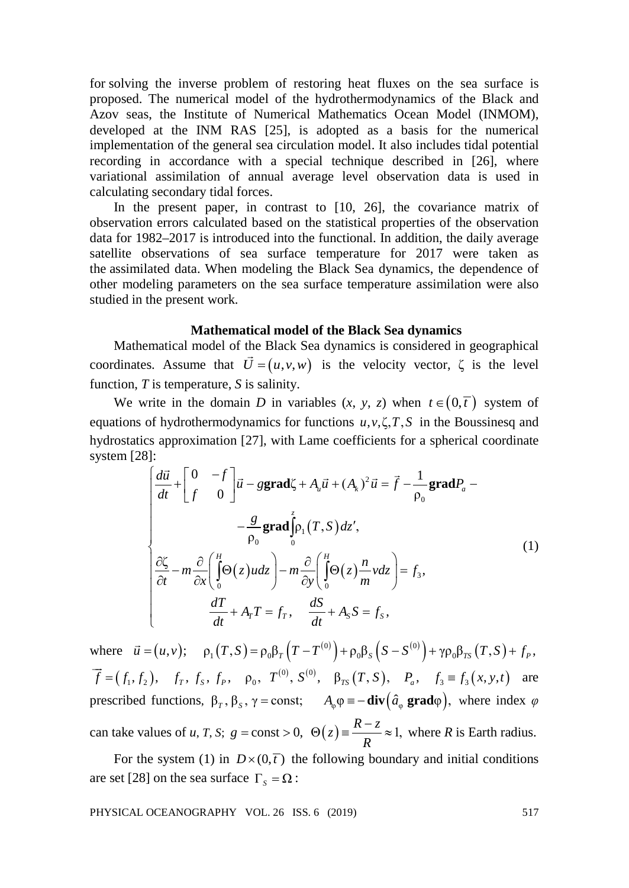for solving the inverse problem of restoring heat fluxes on the sea surface is proposed. The numerical model of the hydrothermodynamics of the Black and Azov seas, the Institute of Numerical Mathematics Ocean Model (INMOM), developed at the INM RAS [25], is adopted as a basis for the numerical implementation of the general sea circulation model. It also includes tidal potential recording in accordance with a special technique described in [26], where variational assimilation of annual average level observation data is used in calculating secondary tidal forces.

In the present paper, in contrast to [10, 26], the covariance matrix of observation errors calculated based on the statistical properties of the observation data for 1982–2017 is introduced into the functional. In addition, the daily average satellite observations of sea surface temperature for 2017 were taken as the assimilated data. When modeling the Black Sea dynamics, the dependence of other modeling parameters on the sea surface temperature assimilation were also studied in the present work.

### Mathematical model of the Black Sea dynamics

Mathematical model of the Black Sea dynamics is considered in geographical coordinates. Assume that $\vec{U} = (u, v, w)$ is the velocity vector, $\zeta$ is the level function, $T$ is temperature, $S$ is salinity.

We write in the domain $D$ in variables $(x, y, z)$ when $t \in (0, \overline{t})$ system of equations of hydrothermodynamics for functions $u, v, \zeta, T, S$ in the Boussinesq and hydrostatics approximation [27], with Lame coefficients for a spherical coordinate system [28]:

$$
\begin{cases}
\dfrac{d\vec{u}}{dt} + \begin{bmatrix} 0 & -f \\ f & 0 \end{bmatrix} \vec{u} - g\,\mathbf{grad}\zeta + A_u \vec{u} + (A_k)^2 \vec{u} = \vec{f} - \dfrac{1}{\rho_0}\mathbf{grad}P_a - \\
\qquad\qquad - \dfrac{g}{\rho_0}\mathbf{grad}\displaystyle\int_0^z \rho_1(T, S)\,dz', \\
\dfrac{\partial \zeta}{\partial t} - m\dfrac{\partial}{\partial x}\left(\displaystyle\int_0^H \Theta(z) u\,dz\right) - m\dfrac{\partial}{\partial y}\left(\displaystyle\int_0^H \Theta(z)\dfrac{n}{m} v\,dz\right) = f_3, \\
\qquad \dfrac{dT}{dt} + A_T T = f_T, \quad \dfrac{dS}{dt} + A_S S = f_S,
\end{cases}
\tag{1}
$$

where $\vec{u} = (u, v)$; $\rho_1(T, S) = \rho_0 \beta_T \left(T - T^{(0)}\right) + \rho_0 \beta_S \left(S - S^{(0)}\right) + \gamma \rho_0 \beta_{TS}(T, S) + f_P$, $\overline{f} = (f_1, f_2)$, $f_T$, $f_S$, $f_P$, $\rho_0$, $T^{(0)}$, $S^{(0)}$, $\beta_{TS}(T, S)$, $P_a$, $f_3 \equiv f_3(x, y, t)$ are prescribed functions, $\beta_T, \beta_S, \gamma = \text{const}$; $A_\varphi \varphi \equiv -\mathbf{div}\left(\hat{a}_\varphi\, \mathbf{grad}\varphi\right)$, where index $\varphi$ can take values of $u, T, S$; $g = \text{const} > 0$, $\Theta(z) \equiv \dfrac{R - z}{R} \approx 1$, where $R$ is Earth radius.

For the system (1) in $D \times (0, \overline{t})$ the following boundary and initial conditions are set [28] on the sea surface $\Gamma_S = \Omega$: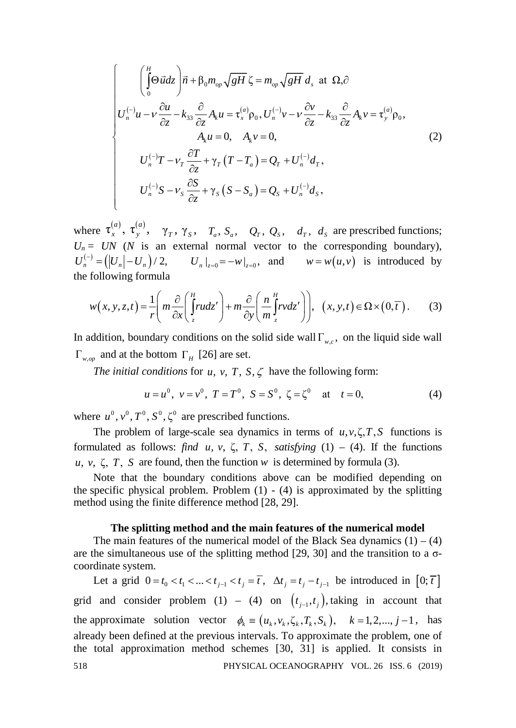$$
\begin{cases}
\left(\int_0^H \Theta \vec{u} dz\right)\vec{n} + \beta_0 m_{op}\sqrt{gH}\,\zeta = m_{op}\sqrt{gH}\,d_s \ \text{ at } \ \Omega, \partial \\
U_n^{(-)}u - \nu\dfrac{\partial u}{\partial z} - k_{33}\dfrac{\partial}{\partial z}A_k u = \tau_x^{(a)}\rho_0, \ U_n^{(-)}v - \nu\dfrac{\partial v}{\partial z} - k_{33}\dfrac{\partial}{\partial z}A_k v = \tau_y^{(a)}\rho_0, \\
A_k u = 0, \quad A_k v = 0, \\
U_n^{(-)}T - \nu_T\dfrac{\partial T}{\partial z} + \gamma_T\left(T - T_a\right) = Q_T + U_n^{(-)}d_T, \\
U_n^{(-)}S - \nu_S\dfrac{\partial S}{\partial z} + \gamma_S\left(S - S_a\right) = Q_S + U_n^{(-)}d_S,
\end{cases}
\tag{2}
$$

where $\tau_x^{(a)}$, $\tau_y^{(a)}$, $\gamma_T$, $\gamma_S$, $T_a$, $S_a$, $Q_T$, $Q_S$, $d_T$, $d_S$ are prescribed functions; $U_n = UN$ ($N$ is an external normal vector to the corresponding boundary), $U_n^{(-)} = \left(|U_n| - U_n\right)/2$, $U_n|_{z=0} = -w|_{z=0}$, and $w = w(u,v)$ is introduced by the following formula

$$
w(x,y,z,t) = \frac{1}{r}\left(m\frac{\partial}{\partial x}\left(\int_z^H r u dz'\right) + m\frac{\partial}{\partial y}\left(\frac{n}{m}\int_z^H r v dz'\right)\right), \quad (x,y,t) \in \Omega \times \left(0,\overline{t}\right). \tag{3}
$$

In addition, boundary conditions on the solid side wall $\Gamma_{w,c}$, on the liquid side wall $\Gamma_{w,op}$ and at the bottom $\Gamma_H$ [26] are set.

*The initial conditions* for $u$, $v$, $T$, $S$, $\zeta$ have the following form:

$$
u = u^0, \ v = v^0, \ T = T^0, \ S = S^0, \ \zeta = \zeta^0 \quad \text{at} \quad t = 0, \tag{4}
$$

where $u^0, v^0, T^0, S^0, \zeta^0$ are prescribed functions.

The problem of large-scale sea dynamics in terms of $u, v, \zeta, T, S$ functions is formulated as follows: *find* $u$, $v$, $\zeta$, $T$, $S$, *satisfying* (1) – (4). If the functions $u$, $v$, $\zeta$, $T$, $S$ are found, then the function $w$ is determined by formula (3).

Note that the boundary conditions above can be modified depending on the specific physical problem. Problem (1) - (4) is approximated by the splitting method using the finite difference method [28, 29].

### The splitting method and the main features of the numerical model

The main features of the numerical model of the Black Sea dynamics (1) – (4) are the simultaneous use of the splitting method [29, 30] and the transition to a σ-coordinate system.

Let a grid $0 = t_0 < t_1 < ... < t_{j-1} < t_j = \overline{t}$, $\Delta t_j = t_j - t_{j-1}$ be introduced in $\left[0;\overline{t}\right]$ grid and consider problem (1) – (4) on $\left(t_{j-1}, t_j\right)$, taking in account that the approximate solution vector $\phi_k \equiv \left(u_k, v_k, \zeta_k, T_k, S_k\right)$, $k = 1, 2, ..., j-1$, has already been defined at the previous intervals. To approximate the problem, one of the total approximation method schemes [30, 31] is applied. It consists in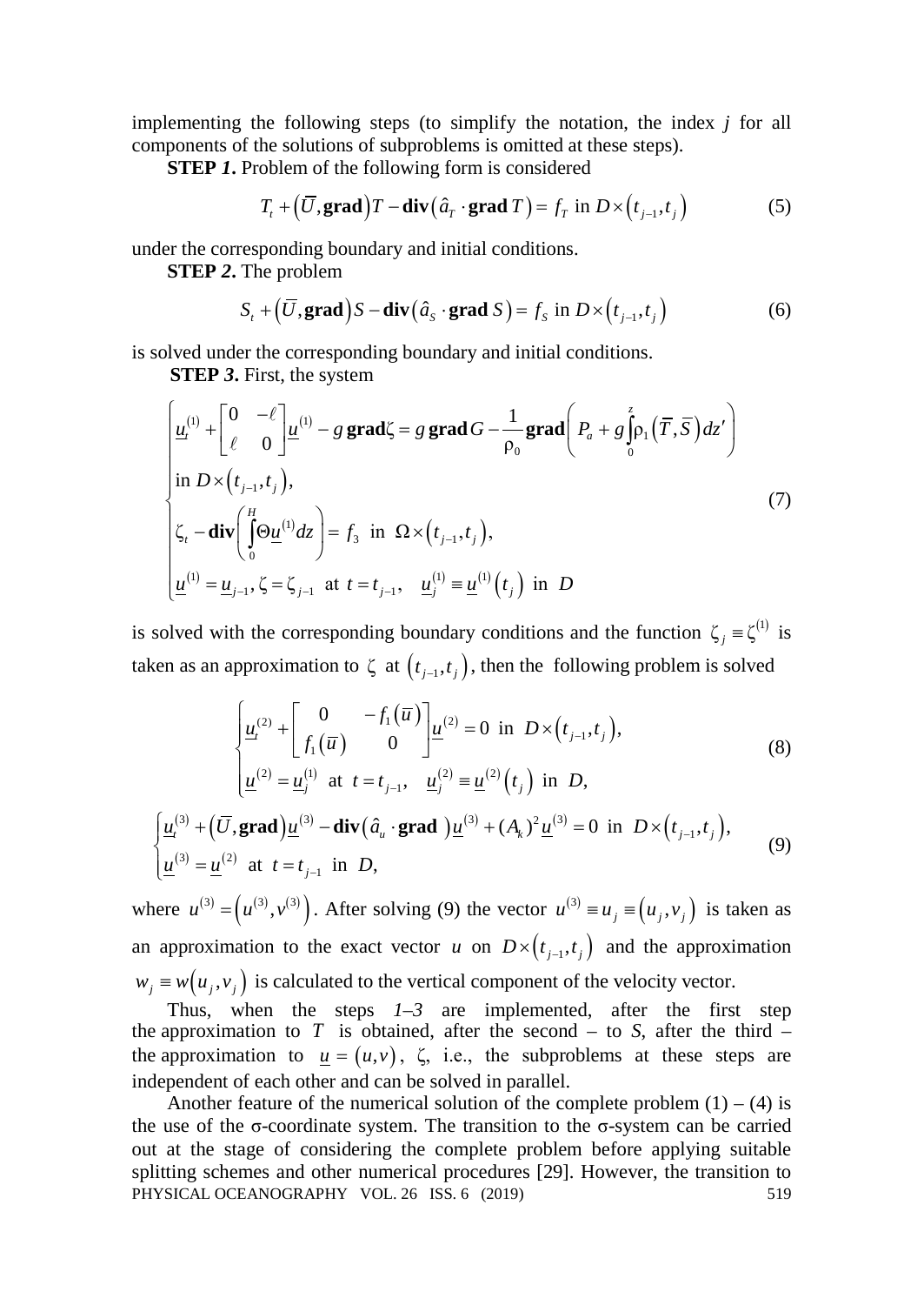implementing the following steps (to simplify the notation, the index $j$ for all components of the solutions of subproblems is omitted at these steps).

**STEP *1*.** Problem of the following form is considered

$$T_t + \left(\overline{U}, \mathbf{grad}\right)T - \mathbf{div}\left(\hat{a}_T \cdot \mathbf{grad}\, T\right) = f_T \text{ in } D \times \left(t_{j-1}, t_j\right) \tag{5}$$

under the corresponding boundary and initial conditions.

**STEP *2*.** The problem

$$S_t + \left(\overline{U}, \mathbf{grad}\right)S - \mathbf{div}\left(\hat{a}_S \cdot \mathbf{grad}\, S\right) = f_S \text{ in } D \times \left(t_{j-1}, t_j\right) \tag{6}$$

is solved under the corresponding boundary and initial conditions.

**STEP *3*.** First, the system

$$\begin{cases} \underline{u}_t^{(1)} + \begin{bmatrix} 0 & -\ell \\ \ell & 0 \end{bmatrix} \underline{u}^{(1)} - g\,\mathbf{grad}\zeta = g\,\mathbf{grad}\, G - \dfrac{1}{\rho_0}\mathbf{grad}\left(P_a + g\displaystyle\int_0^z \rho_1\left(\overline{T}, \overline{S}\right)dz'\right) \\ \text{in } D \times \left(t_{j-1}, t_j\right), \\ \zeta_t - \mathbf{div}\left(\displaystyle\int_0^H \Theta \underline{u}^{(1)} dz\right) = f_3 \text{ in } \Omega \times \left(t_{j-1}, t_j\right), \\ \underline{u}^{(1)} = \underline{u}_{j-1}, \zeta = \zeta_{j-1} \text{ at } t = t_{j-1}, \quad \underline{u}_j^{(1)} \equiv \underline{u}^{(1)}\left(t_j\right) \text{ in } D \end{cases} \tag{7}$$

is solved with the corresponding boundary conditions and the function $\zeta_j \equiv \zeta^{(1)}$ is taken as an approximation to $\zeta$ at $\left(t_{j-1}, t_j\right)$, then the following problem is solved

$$\begin{cases} \underline{u}_t^{(2)} + \begin{bmatrix} 0 & -f_1\left(\overline{u}\right) \\ f_1\left(\overline{u}\right) & 0 \end{bmatrix} \underline{u}^{(2)} = 0 \text{ in } D \times \left(t_{j-1}, t_j\right), \\ \underline{u}^{(2)} = \underline{u}_j^{(1)} \text{ at } t = t_{j-1}, \quad \underline{u}_j^{(2)} \equiv \underline{u}^{(2)}\left(t_j\right) \text{ in } D, \end{cases} \tag{8}$$

$$\begin{cases} \underline{u}_t^{(3)} + \left(\overline{U}, \mathbf{grad}\right)\underline{u}^{(3)} - \mathbf{div}\left(\hat{a}_u \cdot \mathbf{grad}\ \right)\underline{u}^{(3)} + (A_k)^2 \underline{u}^{(3)} = 0 \text{ in } D \times \left(t_{j-1}, t_j\right), \\ \underline{u}^{(3)} = \underline{u}^{(2)} \text{ at } t = t_{j-1} \text{ in } D, \end{cases} \tag{9}$$

where $u^{(3)} = \left(u^{(3)}, v^{(3)}\right)$. After solving (9) the vector $u^{(3)} \equiv u_j \equiv \left(u_j, v_j\right)$ is taken as an approximation to the exact vector $u$ on $D \times \left(t_{j-1}, t_j\right)$ and the approximation $w_j \equiv w\left(u_j, v_j\right)$ is calculated to the vertical component of the velocity vector.

Thus, when the steps *1–3* are implemented, after the first step the approximation to $T$ is obtained, after the second – to $S$, after the third – the approximation to $\underline{u} = (u, v)$, $\zeta$, i.e., the subproblems at these steps are independent of each other and can be solved in parallel.

Another feature of the numerical solution of the complete problem (1) – (4) is the use of the σ-coordinate system. The transition to the σ-system can be carried out at the stage of considering the complete problem before applying suitable splitting schemes and other numerical procedures [29]. However, the transition to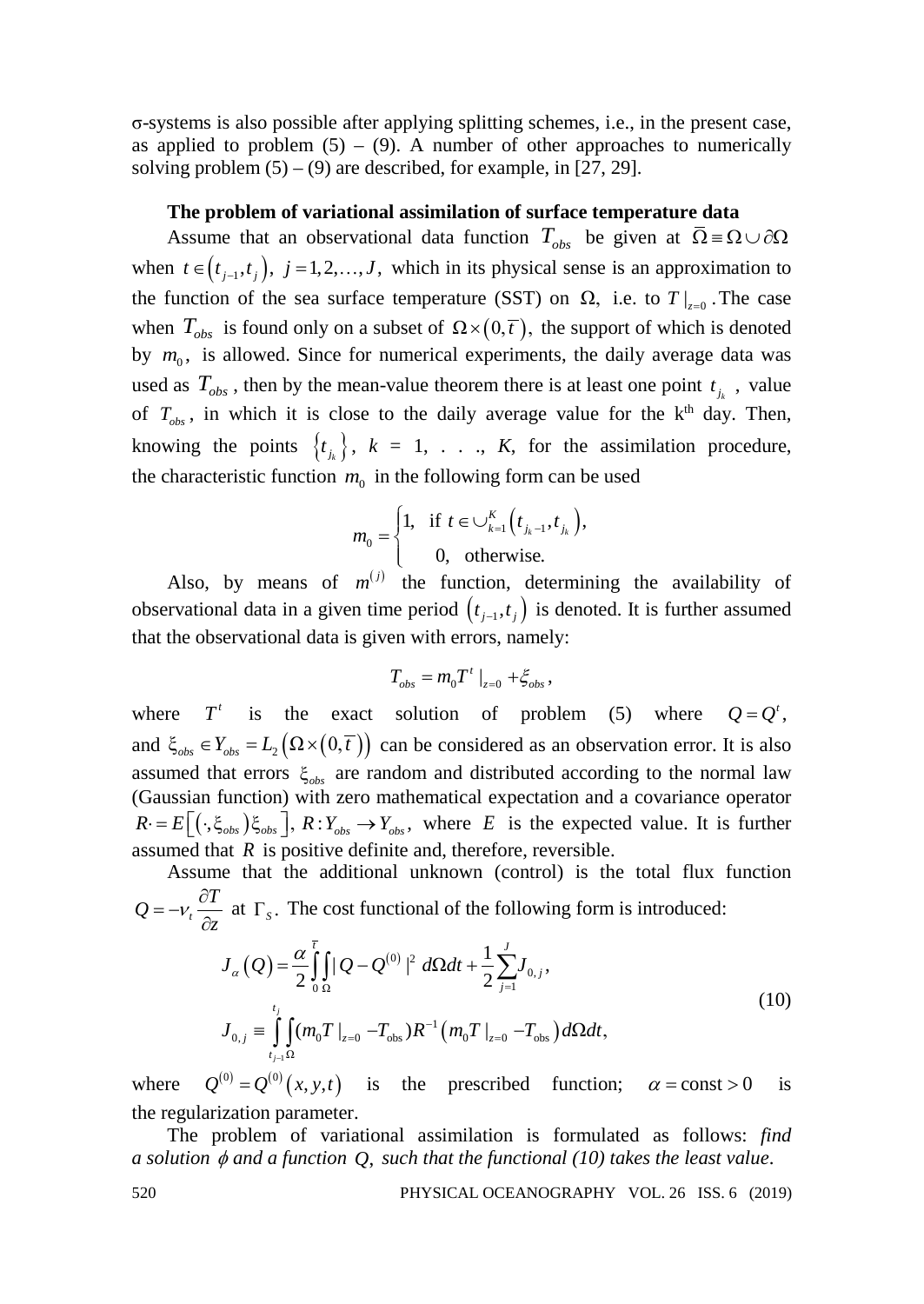σ-systems is also possible after applying splitting schemes, i.e., in the present case, as applied to problem (5) – (9). A number of other approaches to numerically solving problem (5) – (9) are described, for example, in [27, 29].

**The problem of variational assimilation of surface temperature data**

Assume that an observational data function $T_{obs}$ be given at $\bar{\Omega} \equiv \Omega \cup \partial\Omega$ when $t \in (t_{j-1}, t_j)$, $j = 1, 2, \ldots, J$, which in its physical sense is an approximation to the function of the sea surface temperature (SST) on $\Omega$, i.e. to $T|_{z=0}$. The case when $T_{obs}$ is found only on a subset of $\Omega \times (0, \bar{t})$, the support of which is denoted by $m_0$, is allowed. Since for numerical experiments, the daily average data was used as $T_{obs}$, then by the mean-value theorem there is at least one point $t_{j_k}$, value of $T_{obs}$, in which it is close to the daily average value for the k[th] day. Then, knowing the points $\{t_{j_k}\}$, $k = 1, \ldots, K$, for the assimilation procedure, the characteristic function $m_0$ in the following form can be used

$$m_0 = \begin{cases} 1, & \text{if } t \in \cup_{k=1}^{K} \left(t_{j_k - 1}, t_{j_k}\right), \\ 0, & \text{otherwise.} \end{cases}$$

Also, by means of $m^{(j)}$ the function, determining the availability of observational data in a given time period $(t_{j-1}, t_j)$ is denoted. It is further assumed that the observational data is given with errors, namely:

$$T_{obs} = m_0 T^t|_{z=0} + \xi_{obs},$$

where $T^t$ is the exact solution of problem (5) where $Q = Q^t$, and $\xi_{obs} \in Y_{obs} = L_2\left(\Omega \times (0, \bar{t})\right)$ can be considered as an observation error. It is also assumed that errors $\xi_{obs}$ are random and distributed according to the normal law (Gaussian function) with zero mathematical expectation and a covariance operator $R \cdot = E\left[(\cdot, \xi_{obs})\xi_{obs}\right]$, $R : Y_{obs} \to Y_{obs}$, where $E$ is the expected value. It is further assumed that $R$ is positive definite and, therefore, reversible.

Assume that the additional unknown (control) is the total flux function $Q = -\nu_t \dfrac{\partial T}{\partial z}$ at $\Gamma_S$. The cost functional of the following form is introduced:

$$J_\alpha(Q) = \frac{\alpha}{2} \int_0^{\bar{t}} \int_\Omega |Q - Q^{(0)}|^2 \, d\Omega dt + \frac{1}{2} \sum_{j=1}^{J} J_{0,j},$$
$$J_{0,j} \equiv \int_{t_{j-1}}^{t_j} \int_\Omega (m_0 T|_{z=0} - T_{\text{obs}}) R^{-1} \left(m_0 T|_{z=0} - T_{\text{obs}}\right) d\Omega dt, \tag{10}$$

where $Q^{(0)} = Q^{(0)}(x, y, t)$ is the prescribed function; $\alpha = \text{const} > 0$ is the regularization parameter.

The problem of variational assimilation is formulated as follows: *find a solution $\phi$ and a function $Q$, such that the functional (10) takes the least value*.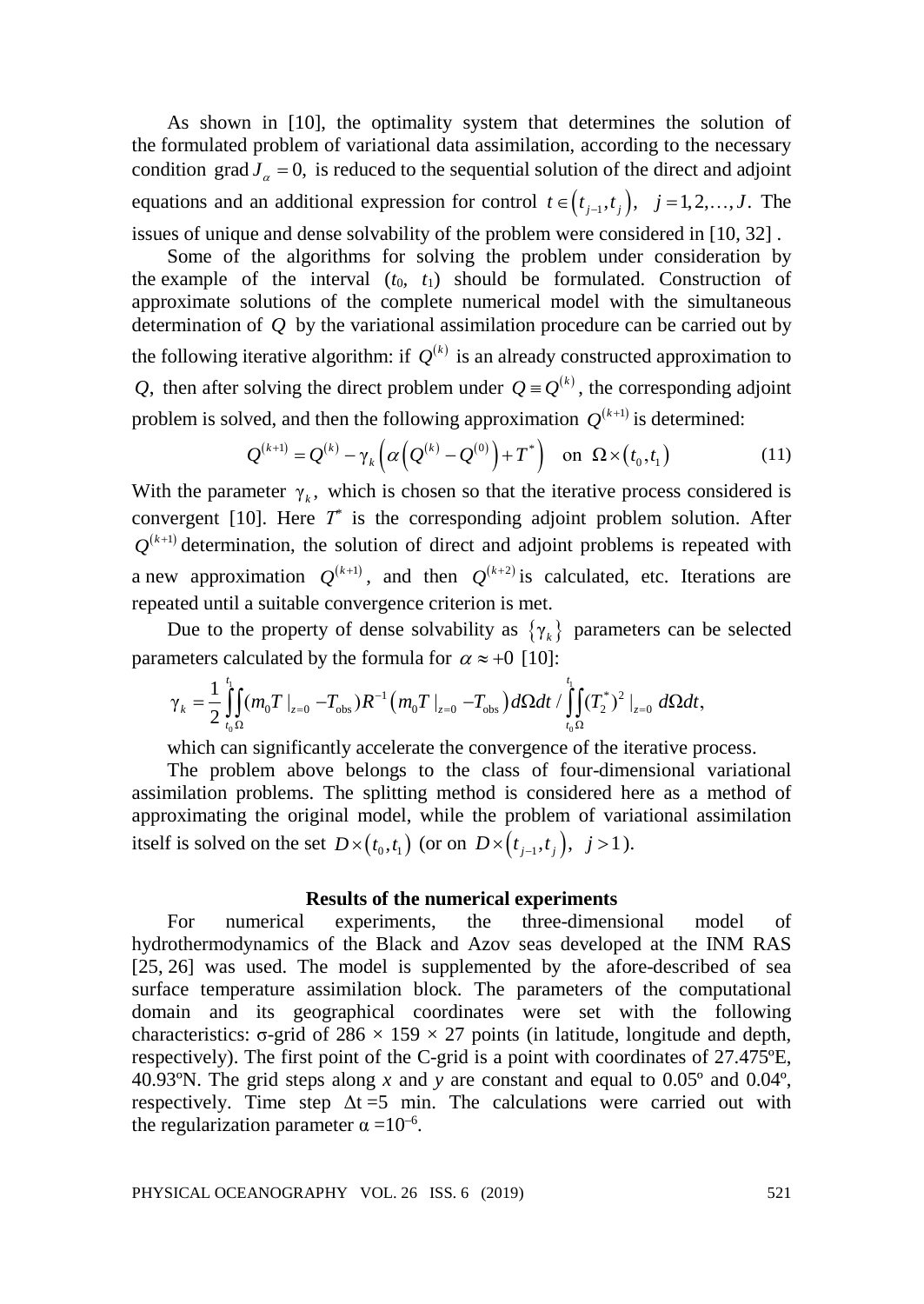As shown in [10], the optimality system that determines the solution of the formulated problem of variational data assimilation, according to the necessary condition $\operatorname{grad} J_\alpha = 0,$ is reduced to the sequential solution of the direct and adjoint equations and an additional expression for control $t \in (t_{j-1}, t_j), \quad j = 1, 2, \ldots, J.$ The issues of unique and dense solvability of the problem were considered in [10, 32] .

Some of the algorithms for solving the problem under consideration by the example of the interval ($t_0$, $t_1$) should be formulated. Construction of approximate solutions of the complete numerical model with the simultaneous determination of $Q$ by the variational assimilation procedure can be carried out by the following iterative algorithm: if $Q^{(k)}$ is an already constructed approximation to $Q,$ then after solving the direct problem under $Q \equiv Q^{(k)}$, the corresponding adjoint problem is solved, and then the following approximation $Q^{(k+1)}$ is determined:

$$Q^{(k+1)} = Q^{(k)} - \gamma_k \left( \alpha \left( Q^{(k)} - Q^{(0)} \right) + T^* \right) \quad \text{on} \ \ \Omega \times (t_0, t_1) \tag{11}$$

With the parameter $\gamma_k$, which is chosen so that the iterative process considered is convergent [10]. Here $T^*$ is the corresponding adjoint problem solution. After $Q^{(k+1)}$ determination, the solution of direct and adjoint problems is repeated with a new approximation $Q^{(k+1)}$, and then $Q^{(k+2)}$ is calculated, etc. Iterations are repeated until a suitable convergence criterion is met.

Due to the property of dense solvability as $\{\gamma_k\}$ parameters can be selected parameters calculated by the formula for $\alpha \approx +0$ [10]:

$$\gamma_k = \frac{1}{2} \int_{t_0}^{t_1} \int_{\Omega} (m_0 T|_{z=0} - T_{\text{obs}}) R^{-1} \left( m_0 T|_{z=0} - T_{\text{obs}} \right) d\Omega dt \Big/ \int_{t_0}^{t_1} \int_{\Omega} (T_2^*)^2 |_{z=0} \, d\Omega dt,$$

which can significantly accelerate the convergence of the iterative process.

The problem above belongs to the class of four-dimensional variational assimilation problems. The splitting method is considered here as a method of approximating the original model, while the problem of variational assimilation itself is solved on the set $D \times (t_0, t_1)$ (or on $D \times (t_{j-1}, t_j), \ \ j > 1$).

## Results of the numerical experiments

For numerical experiments, the three-dimensional model of hydrothermodynamics of the Black and Azov seas developed at the INM RAS [25, 26] was used. The model is supplemented by the afore-described of sea surface temperature assimilation block. The parameters of the computational domain and its geographical coordinates were set with the following characteristics: σ-grid of 286 × 159 × 27 points (in latitude, longitude and depth, respectively). The first point of the C-grid is a point with coordinates of 27.475ºE, 40.93ºN. The grid steps along $x$ and $y$ are constant and equal to 0.05º and 0.04º, respectively. Time step $\Delta t = 5$ min. The calculations were carried out with the regularization parameter $\alpha = 10^{-6}$.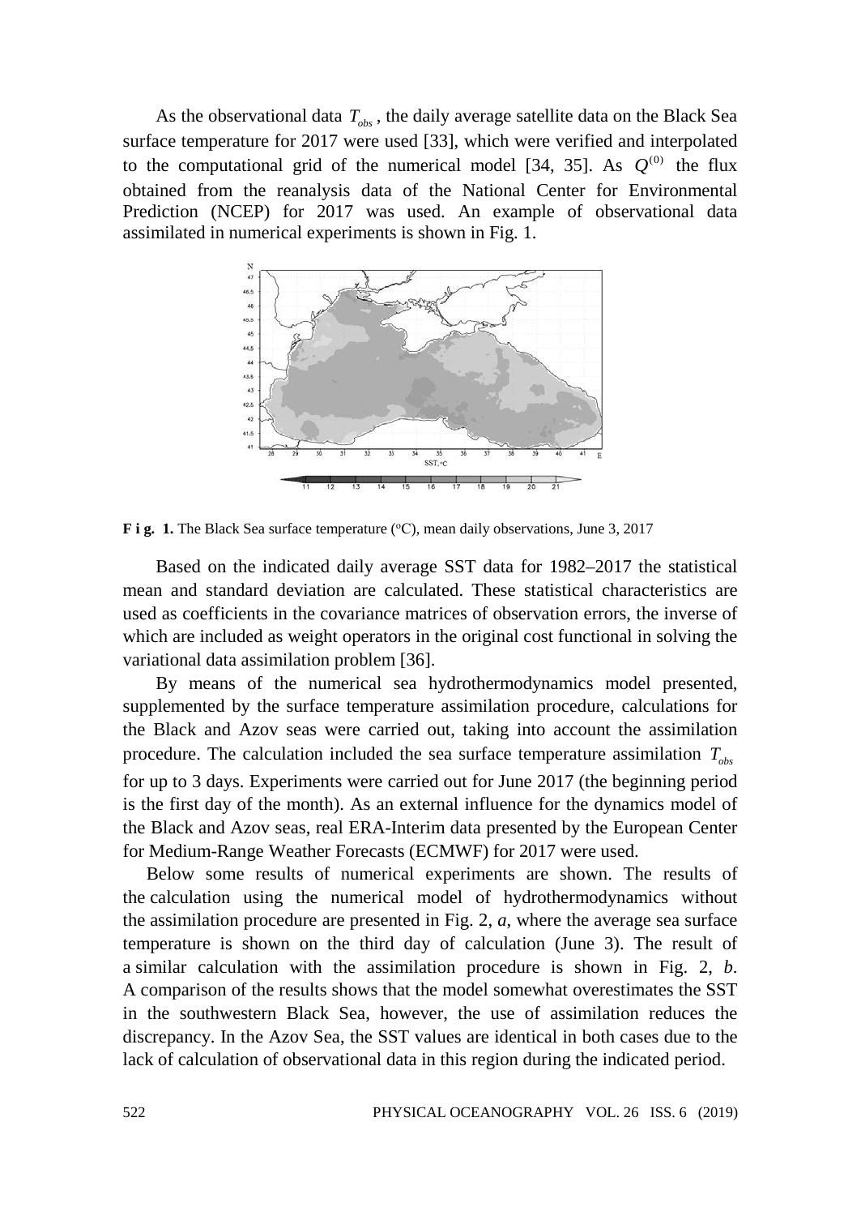As the observational data $T_{obs}$, the daily average satellite data on the Black Sea surface temperature for 2017 were used [33], which were verified and interpolated to the computational grid of the numerical model [34, 35]. As $Q^{(0)}$ the flux obtained from the reanalysis data of the National Center for Environmental Prediction (NCEP) for 2017 was used. An example of observational data assimilated in numerical experiments is shown in Fig. 1.

**F i g. 1.** The Black Sea surface temperature (°C), mean daily observations, June 3, 2017

Based on the indicated daily average SST data for 1982–2017 the statistical mean and standard deviation are calculated. These statistical characteristics are used as coefficients in the covariance matrices of observation errors, the inverse of which are included as weight operators in the original cost functional in solving the variational data assimilation problem [36].

By means of the numerical sea hydrothermodynamics model presented, supplemented by the surface temperature assimilation procedure, calculations for the Black and Azov seas were carried out, taking into account the assimilation procedure. The calculation included the sea surface temperature assimilation $T_{obs}$ for up to 3 days. Experiments were carried out for June 2017 (the beginning period is the first day of the month). As an external influence for the dynamics model of the Black and Azov seas, real ERA-Interim data presented by the European Center for Medium-Range Weather Forecasts (ECMWF) for 2017 were used.

Below some results of numerical experiments are shown. The results of the calculation using the numerical model of hydrothermodynamics without the assimilation procedure are presented in Fig. 2, *a*, where the average sea surface temperature is shown on the third day of calculation (June 3). The result of a similar calculation with the assimilation procedure is shown in Fig. 2, *b*. A comparison of the results shows that the model somewhat overestimates the SST in the southwestern Black Sea, however, the use of assimilation reduces the discrepancy. In the Azov Sea, the SST values are identical in both cases due to the lack of calculation of observational data in this region during the indicated period.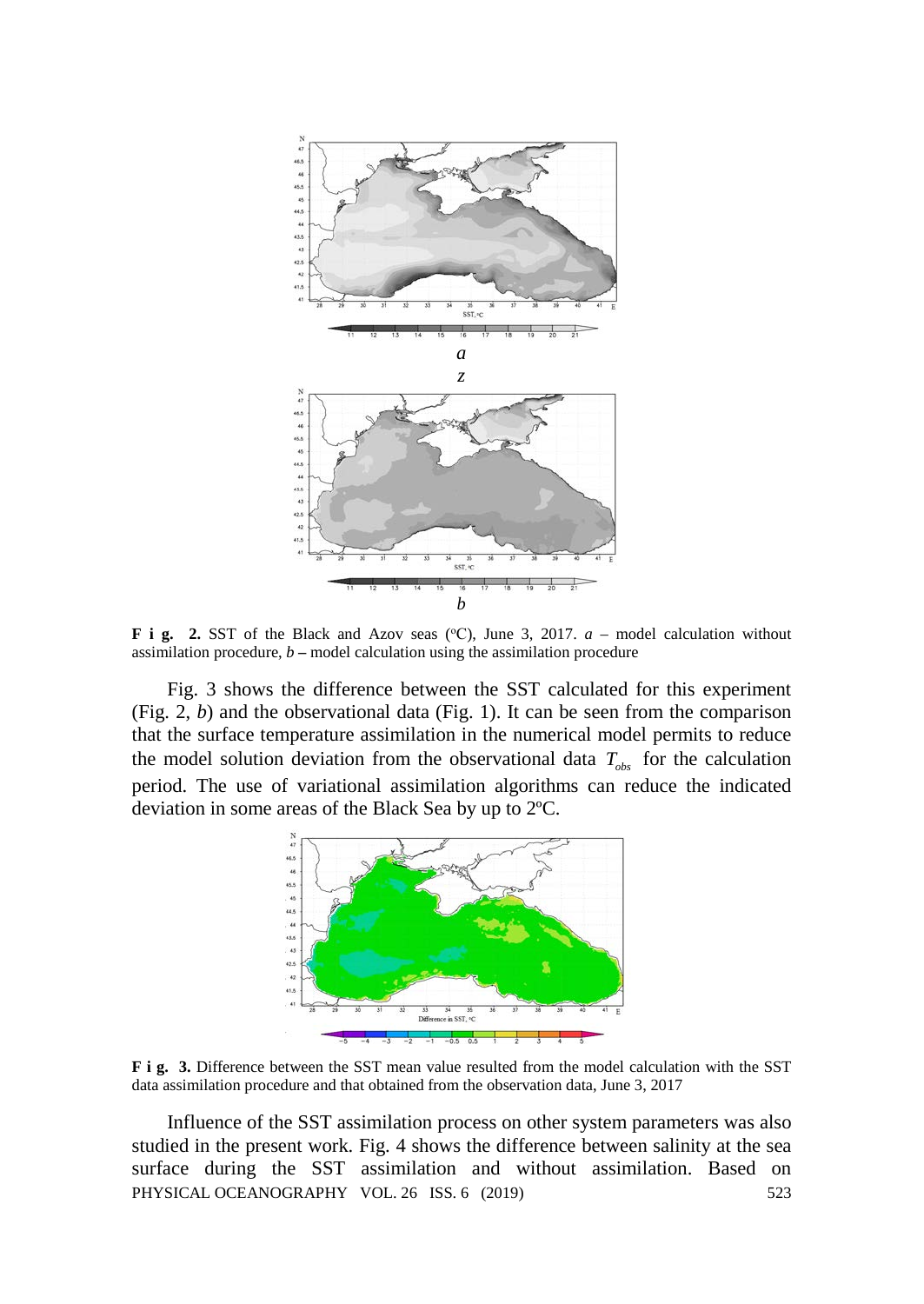N
47
46.5
46
45.5
45
44.5
44
43.5
43
42.5
42
41.5
41
28 29 30 31 32 33 34 35 36 37 38 39 40 41 E
SST, °C
11 12 13 14 15 16 17 18 19 20 21

*a*

*z*

N
47
46.5
46
45.5
45
44.5
44
43.5
43
42.5
42
41.5
41
28 29 30 31 32 33 34 35 36 37 38 39 40 41 E
SST, °C
11 12 13 14 15 16 17 18 19 20 21

*b*

**F i g. 2.** SST of the Black and Azov seas (°C), June 3, 2017. *a* – model calculation without assimilation procedure, *b* – model calculation using the assimilation procedure

Fig. 3 shows the difference between the SST calculated for this experiment (Fig. 2, *b*) and the observational data (Fig. 1). It can be seen from the comparison that the surface temperature assimilation in the numerical model permits to reduce the model solution deviation from the observational data $T_{obs}$ for the calculation period. The use of variational assimilation algorithms can reduce the indicated deviation in some areas of the Black Sea by up to 2°C.

N
47
46.5
46
45.5
45
44.5
44
43.5
43
42.5
42
41.5
41
28 29 30 31 32 33 34 35 36 37 38 39 40 41 E
Difference in SST, °C
−5 −4 −3 −2 −1 −0.5 0.5 1 2 3 4 5

**F i g. 3.** Difference between the SST mean value resulted from the model calculation with the SST data assimilation procedure and that obtained from the observation data, June 3, 2017

Influence of the SST assimilation process on other system parameters was also studied in the present work. Fig. 4 shows the difference between salinity at the sea surface during the SST assimilation and without assimilation. Based on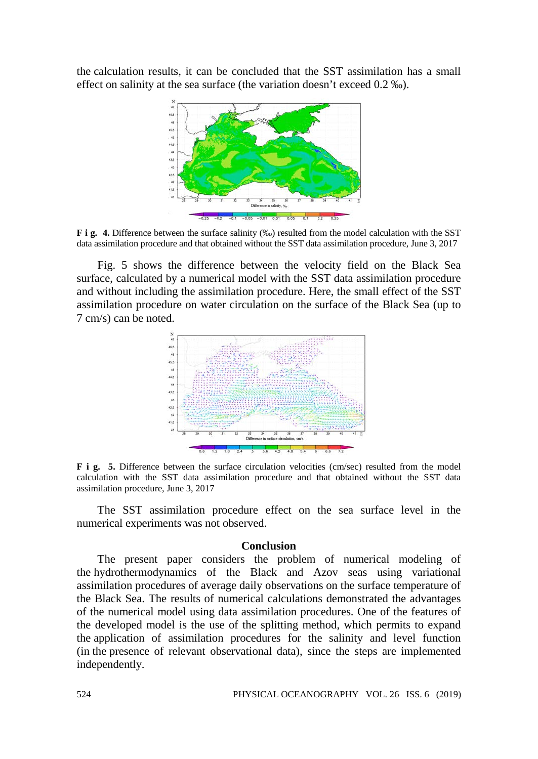the calculation results, it can be concluded that the SST assimilation has a small effect on salinity at the sea surface (the variation doesn't exceed 0.2 ‰).

N
47
46.5
46
45.5
45
44.5
44
43.5
43
42.5
42
41.5
41
28 29 30 31 32 33 34 35 36 37 38 39 40 41 E
Difference in salinity, ‰
−0.25 −0.2 −0.1 −0.05 −0.01 0.01 0.05 0.1 0.2 0.25

**F i g. 4.** Difference between the surface salinity (‰) resulted from the model calculation with the SST data assimilation procedure and that obtained without the SST data assimilation procedure, June 3, 2017

Fig. 5 shows the difference between the velocity field on the Black Sea surface, calculated by a numerical model with the SST data assimilation procedure and without including the assimilation procedure. Here, the small effect of the SST assimilation procedure on water circulation on the surface of the Black Sea (up to 7 cm/s) can be noted.

N
47
46.5
46
45.5
45
44.5
44
43.5
43
42.5
42
41.5
41
28 29 30 31 32 33 34 35 36 37 38 39 40 41 E
Difference in surface circulation, sm/s
0.6 1.2 1.8 2.4 3 3.6 4.2 4.8 5.4 6 6.6 7.2

**F i g. 5.** Difference between the surface circulation velocities (cm/sec) resulted from the model calculation with the SST data assimilation procedure and that obtained without the SST data assimilation procedure, June 3, 2017

The SST assimilation procedure effect on the sea surface level in the numerical experiments was not observed.

## Conclusion

The present paper considers the problem of numerical modeling of the hydrothermodynamics of the Black and Azov seas using variational assimilation procedures of average daily observations on the surface temperature of the Black Sea. The results of numerical calculations demonstrated the advantages of the numerical model using data assimilation procedures. One of the features of the developed model is the use of the splitting method, which permits to expand the application of assimilation procedures for the salinity and level function (in the presence of relevant observational data), since the steps are implemented independently.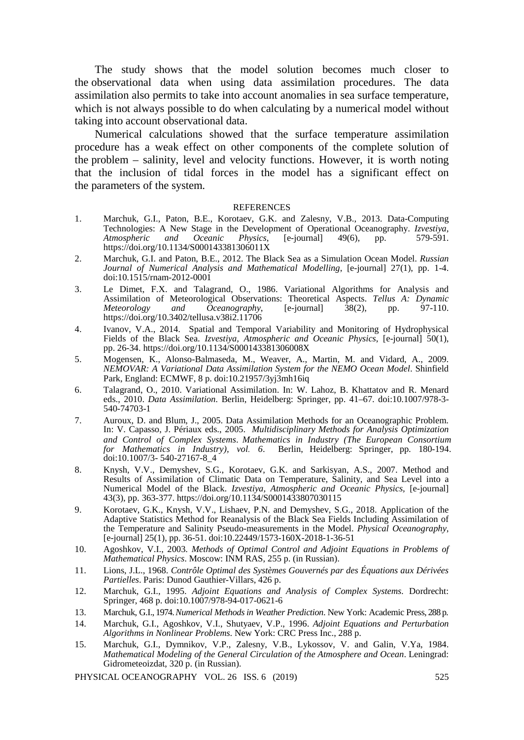The study shows that the model solution becomes much closer to the observational data when using data assimilation procedures. The data assimilation also permits to take into account anomalies in sea surface temperature, which is not always possible to do when calculating by a numerical model without taking into account observational data.

Numerical calculations showed that the surface temperature assimilation procedure has a weak effect on other components of the complete solution of the problem – salinity, level and velocity functions. However, it is worth noting that the inclusion of tidal forces in the model has a significant effect on the parameters of the system.

## REFERENCES

1. Marchuk, G.I., Paton, B.E., Korotaev, G.K. and Zalesny, V.B., 2013. Data-Computing Technologies: A New Stage in the Development of Operational Oceanography. *Izvestiya, Atmospheric and Oceanic Physics*, [e-journal] 49(6), pp. 579-591. https://doi.org/10.1134/S000143381306011X
2. Marchuk, G.I. and Paton, B.E., 2012. The Black Sea as a Simulation Ocean Model. *Russian Journal of Numerical Analysis and Mathematical Modelling*, [e-journal] 27(1), pp. 1-4. doi:10.1515/rnam-2012-0001
3. Le Dimet, F.X. and Talagrand, O., 1986. Variational Algorithms for Analysis and Assimilation of Meteorological Observations: Theoretical Aspects. *Tellus A: Dynamic Meteorology and Oceanography*, [e-journal] 38(2), pp. 97-110. https://doi.org/10.3402/tellusa.v38i2.11706
4. Ivanov, V.A., 2014. Spatial and Temporal Variability and Monitoring of Hydrophysical Fields of the Black Sea. *Izvestiya, Atmospheric and Oceanic Physics*, [e-journal] 50(1), pp. 26-34. https://doi.org/10.1134/S000143381306008X
5. Mogensen, K., Alonso-Balmaseda, M., Weaver, A., Martin, M. and Vidard, A., 2009. *NEMOVAR: A Variational Data Assimilation System for the NEMO Ocean Model*. Shinfield Park, England: ECMWF, 8 p. doi:10.21957/3yj3mh16iq
6. Talagrand, O., 2010. Variational Assimilation. In: W. Lahoz, B. Khattatov and R. Menard eds., 2010. *Data Assimilation*. Berlin, Heidelberg: Springer, pp. 41–67. doi:10.1007/978-3-540-74703-1
7. Auroux, D. and Blum, J., 2005. Data Assimilation Methods for an Oceanographic Problem. In: V. Capasso, J. Périaux eds., 2005. *Multidisciplinary Methods for Analysis Optimization and Control of Complex Systems*. *Mathematics in Industry (The European Consortium for Mathematics in Industry), vol. 6*. Berlin, Heidelberg: Springer, pp. 180-194. doi:10.1007/3- 540-27167-8_4
8. Knysh, V.V., Demyshev, S.G., Korotaev, G.K. and Sarkisyan, A.S., 2007. Method and Results of Assimilation of Climatic Data on Temperature, Salinity, and Sea Level into a Numerical Model of the Black. *Izvestiya, Atmospheric and Oceanic Physics*, [e-journal] 43(3), pp. 363-377. https://doi.org/10.1134/S0001433807030115
9. Korotaev, G.K., Knysh, V.V., Lishaev, P.N. and Demyshev, S.G., 2018. Application of the Adaptive Statistics Method for Reanalysis of the Black Sea Fields Including Assimilation of the Temperature and Salinity Pseudo-measurements in the Model. *Physical Oceanography*, [e-journal] 25(1), pp. 36-51. doi:10.22449/1573-160X-2018-1-36-51
10. Agoshkov, V.I., 2003. *Methods of Optimal Control and Adjoint Equations in Problems of Mathematical Physics*. Moscow: INM RAS, 255 p. (in Russian).
11. Lions, J.L., 1968. *Contrôle Optimal des Systèmes Gouvernés par des Équations aux Dérivées Partielles*. Paris: Dunod Gauthier-Villars, 426 p.
12. Marchuk, G.I., 1995. *Adjoint Equations and Analysis of Complex Systems*. Dordrecht: Springer, 468 p. doi:10.1007/978-94-017-0621-6
13. Marchuk, G.I., 1974. *Numerical Methods in Weather Prediction*. New York: Academic Press, 288 p.
14. Marchuk, G.I., Agoshkov, V.I., Shutyaev, V.P., 1996. *Adjoint Equations and Perturbation Algorithms in Nonlinear Problems*. New York: CRC Press Inc., 288 p.
15. Marchuk, G.I., Dymnikov, V.P., Zalesny, V.B., Lykossov, V. and Galin, V.Ya, 1984. *Mathematical Modeling of the General Circulation of the Atmosphere and Ocean*. Leningrad: Gidrometeoizdat, 320 p. (in Russian).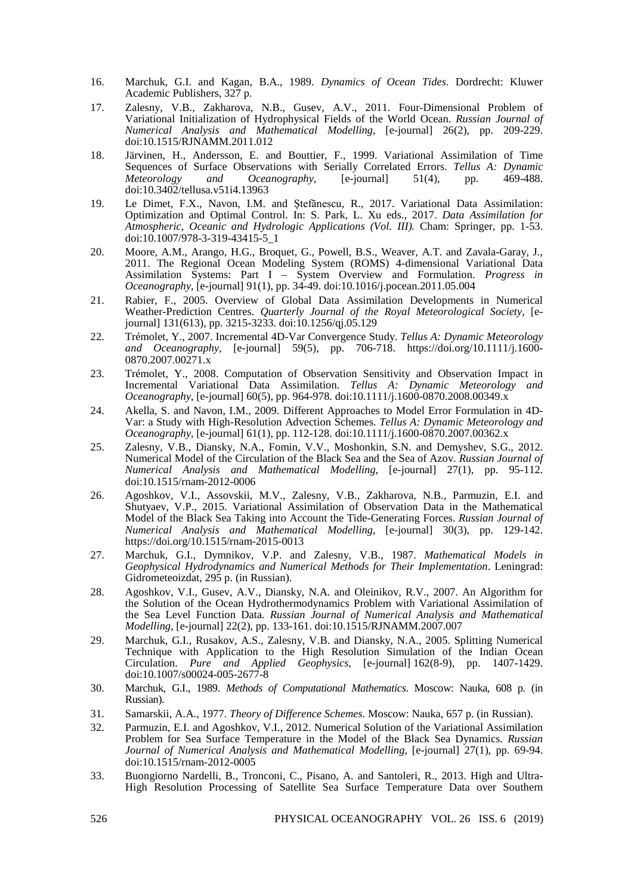16. Marchuk, G.I. and Kagan, B.A., 1989. *Dynamics of Ocean Tides*. Dordrecht: Kluwer Academic Publishers, 327 p.
17. Zalesny, V.B., Zakharova, N.B., Gusev, A.V., 2011. Four-Dimensional Problem of Variational Initialization of Hydrophysical Fields of the World Ocean. *Russian Journal of Numerical Analysis and Mathematical Modelling*, [e-journal] 26(2), pp. 209-229. doi:10.1515/RJNAMM.2011.012
18. Järvinen, H., Andersson, E. and Bouttier, F., 1999. Variational Assimilation of Time Sequences of Surface Observations with Serially Correlated Errors. *Tellus A: Dynamic Meteorology and Oceanography*, [e-journal] 51(4), pp. 469-488. doi:10.3402/tellusa.v51i4.13963
19. Le Dimet, F.X., Navon, I.M. and Ştefănescu, R., 2017. Variational Data Assimilation: Optimization and Optimal Control. In: S. Park, L. Xu eds., 2017. *Data Assimilation for Atmospheric, Oceanic and Hydrologic Applications (Vol. III)*. Cham: Springer, pp. 1-53. doi:10.1007/978-3-319-43415-5_1
20. Moore, A.M., Arango, H.G., Broquet, G., Powell, B.S., Weaver, A.T. and Zavala-Garay, J., 2011. The Regional Ocean Modeling System (ROMS) 4-dimensional Variational Data Assimilation Systems: Part I – System Overview and Formulation. *Progress in Oceanography*, [e-journal] 91(1), pp. 34-49. doi:10.1016/j.pocean.2011.05.004
21. Rabier, F., 2005. Overview of Global Data Assimilation Developments in Numerical Weather-Prediction Centres. *Quarterly Journal of the Royal Meteorological Society*, [e-journal] 131(613), pp. 3215-3233. doi:10.1256/qj.05.129
22. Trémolet, Y., 2007. Incremental 4D-Var Convergence Study. *Tellus A: Dynamic Meteorology and Oceanography*, [e-journal] 59(5), pp. 706-718. https://doi.org/10.1111/j.1600-0870.2007.00271.x
23. Trémolet, Y., 2008. Computation of Observation Sensitivity and Observation Impact in Incremental Variational Data Assimilation. *Tellus A: Dynamic Meteorology and Oceanography*, [e-journal] 60(5), pp. 964-978. doi:10.1111/j.1600-0870.2008.00349.x
24. Akella, S. and Navon, I.M., 2009. Different Approaches to Model Error Formulation in 4D-Var: a Study with High-Resolution Advection Schemes. *Tellus A: Dynamic Meteorology and Oceanography*, [e-journal] 61(1), pp. 112-128. doi:10.1111/j.1600-0870.2007.00362.x
25. Zalesny, V.B., Diansky, N.A., Fomin, V.V., Moshonkin, S.N. and Demyshev, S.G., 2012. Numerical Model of the Circulation of the Black Sea and the Sea of Azov. *Russian Journal of Numerical Analysis and Mathematical Modelling*, [e-journal] 27(1), pp. 95-112. doi:10.1515/rnam-2012-0006
26. Agoshkov, V.I., Assovskii, M.V., Zalesny, V.B., Zakharova, N.B., Parmuzin, E.I. and Shutyaev, V.P., 2015. Variational Assimilation of Observation Data in the Mathematical Model of the Black Sea Taking into Account the Tide-Generating Forces. *Russian Journal of Numerical Analysis and Mathematical Modelling*, [e-journal] 30(3), pp. 129-142. https://doi.org/10.1515/rnam-2015-0013
27. Marchuk, G.I., Dymnikov, V.P. and Zalesny, V.B., 1987. *Mathematical Models in Geophysical Hydrodynamics and Numerical Methods for Their Implementation*. Leningrad: Gidrometeoizdat, 295 p. (in Russian).
28. Agoshkov, V.I., Gusev, A.V., Diansky, N.A. and Oleinikov, R.V., 2007. An Algorithm for the Solution of the Ocean Hydrothermodynamics Problem with Variational Assimilation of the Sea Level Function Data. *Russian Journal of Numerical Analysis and Mathematical Modelling*, [e-journal] 22(2), pp. 133-161. doi:10.1515/RJNAMM.2007.007
29. Marchuk, G.I., Rusakov, A.S., Zalesny, V.B. and Diansky, N.A., 2005. Splitting Numerical Technique with Application to the High Resolution Simulation of the Indian Ocean Circulation. *Pure and Applied Geophysics*, [e-journal] 162(8-9), pp. 1407-1429. doi:10.1007/s00024-005-2677-8
30. Marchuk, G.I., 1989. *Methods of Computational Mathematics*. Moscow: Nauka, 608 p. (in Russian).
31. Samarskii, A.A., 1977. *Theory of Difference Schemes*. Moscow: Nauka, 657 p. (in Russian).
32. Parmuzin, E.I. and Agoshkov, V.I., 2012. Numerical Solution of the Variational Assimilation Problem for Sea Surface Temperature in the Model of the Black Sea Dynamics. *Russian Journal of Numerical Analysis and Mathematical Modelling*, [e-journal] 27(1), pp. 69-94. doi:10.1515/rnam-2012-0005
33. Buongiorno Nardelli, B., Tronconi, C., Pisano, A. and Santoleri, R., 2013. High and Ultra-High Resolution Processing of Satellite Sea Surface Temperature Data over Southern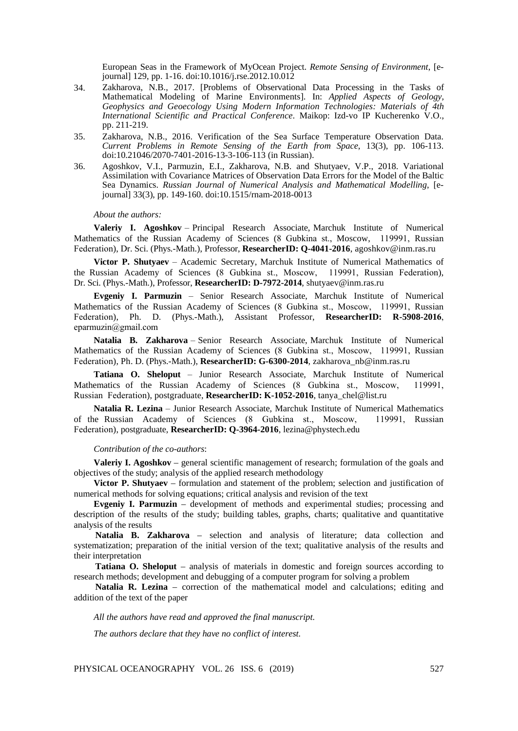European Seas in the Framework of MyOcean Project. *Remote Sensing of Environment*, [e-journal] 129, pp. 1-16. doi:10.1016/j.rse.2012.10.012

34. Zakharova, N.B., 2017. [Problems of Observational Data Processing in the Tasks of Mathematical Modeling of Marine Environments]. In: *Applied Aspects of Geology, Geophysics and Geoecology Using Modern Information Technologies: Materials of 4th International Scientific and Practical Conference*. Maikop: Izd-vo IP Kucherenko V.O., pp. 211-219.
35. Zakharova, N.B., 2016. Verification of the Sea Surface Temperature Observation Data. *Current Problems in Remote Sensing of the Earth from Space*, 13(3), pp. 106-113. doi:10.21046/2070-7401-2016-13-3-106-113 (in Russian).
36. Agoshkov, V.I., Parmuzin, E.I., Zakharova, N.B. and Shutyaev, V.P., 2018. Variational Assimilation with Covariance Matrices of Observation Data Errors for the Model of the Baltic Sea Dynamics. *Russian Journal of Numerical Analysis and Mathematical Modelling*, [e-journal] 33(3), pp. 149-160. doi:10.1515/rnam-2018-0013

*About the authors:*

**Valeriy I. Agoshkov** – Principal Research Associate, Marchuk Institute of Numerical Mathematics of the Russian Academy of Sciences (8 Gubkina st., Moscow, 119991, Russian Federation), Dr. Sci. (Phys.-Math.), Professor, **ResearcherID: Q-4041-2016**, agoshkov@inm.ras.ru

**Victor P. Shutyaev** – Academic Secretary, Marchuk Institute of Numerical Mathematics of the Russian Academy of Sciences (8 Gubkina st., Moscow, 119991, Russian Federation), Dr. Sci. (Phys.-Math.), Professor, **ResearcherID: D-7972-2014**, shutyaev@inm.ras.ru

**Evgeniy I. Parmuzin** – Senior Research Associate, Marchuk Institute of Numerical Mathematics of the Russian Academy of Sciences (8 Gubkina st., Moscow, 119991, Russian Federation), Ph. D. (Phys.-Math.), Assistant Professor, **ResearcherID: R-5908-2016**, eparmuzin@gmail.com

**Natalia B. Zakharova** – Senior Research Associate, Marchuk Institute of Numerical Mathematics of the Russian Academy of Sciences (8 Gubkina st., Moscow, 119991, Russian Federation), Ph. D. (Phys.-Math.), **ResearcherID: G-6300-2014**, zakharova_nb@inm.ras.ru

**Tatiana O. Sheloput** – Junior Research Associate, Marchuk Institute of Numerical Mathematics of the Russian Academy of Sciences (8 Gubkina st., Moscow, 119991, Russian Federation), postgraduate, **ResearcherID: K-1052-2016**, tanya_chel@list.ru

**Natalia R. Lezina** – Junior Research Associate, Marchuk Institute of Numerical Mathematics of the Russian Academy of Sciences (8 Gubkina st., Moscow, 119991, Russian Federation), postgraduate, **ResearcherID: Q-3964-2016**, lezina@phystech.edu

*Contribution of the co-authors*:

**Valeriy I. Agoshkov** – general scientific management of research; formulation of the goals and objectives of the study; analysis of the applied research methodology

**Victor P. Shutyaev** – formulation and statement of the problem; selection and justification of numerical methods for solving equations; critical analysis and revision of the text

**Evgeniy I. Parmuzin** – development of methods and experimental studies; processing and description of the results of the study; building tables, graphs, charts; qualitative and quantitative analysis of the results

**Natalia B. Zakharova** – selection and analysis of literature; data collection and systematization; preparation of the initial version of the text; qualitative analysis of the results and their interpretation

**Tatiana O. Sheloput** – analysis of materials in domestic and foreign sources according to research methods; development and debugging of a computer program for solving a problem

**Natalia R. Lezina** – correction of the mathematical model and calculations; editing and addition of the text of the paper

*All the authors have read and approved the final manuscript.*

*The authors declare that they have no conflict of interest.*